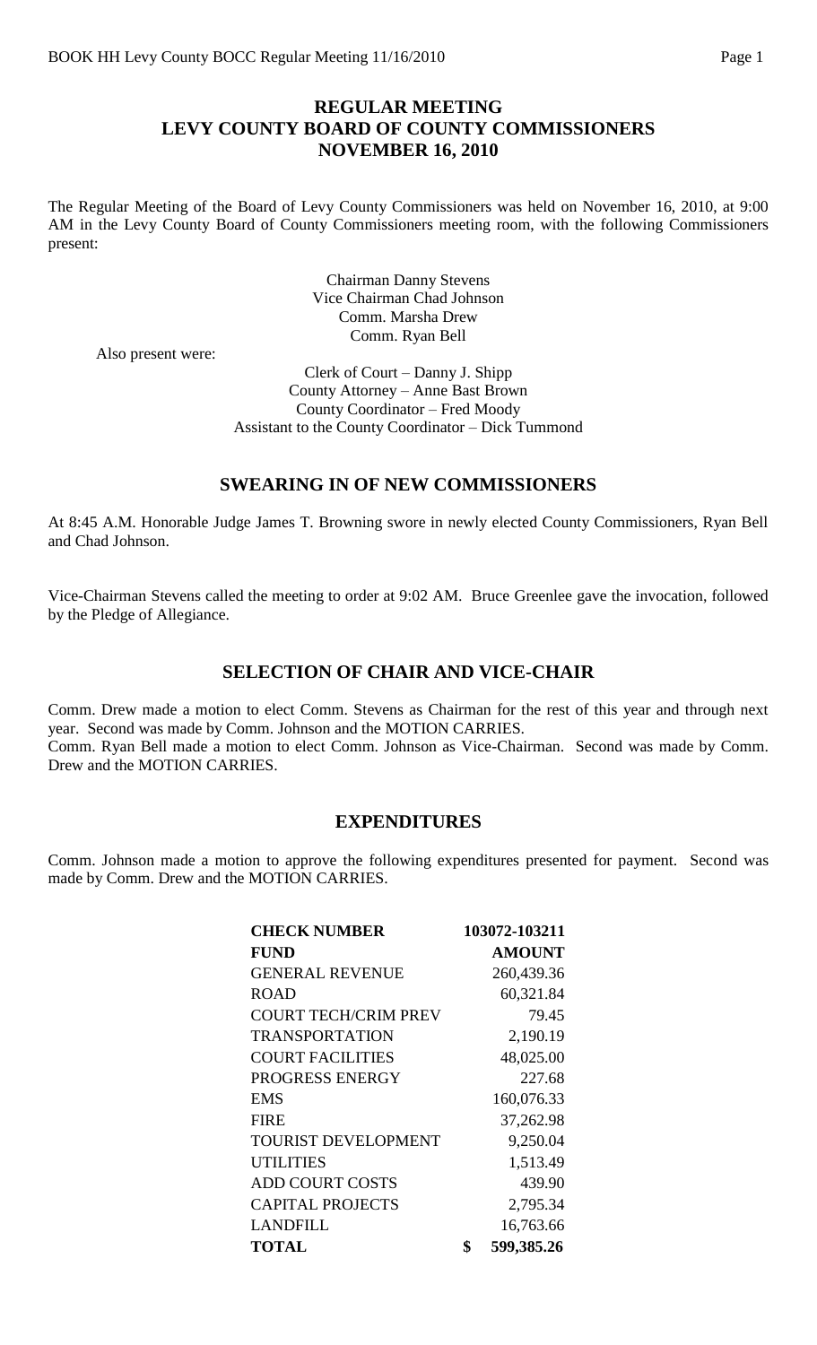# REGULAR MEETING
# LEVY COUNTY BOARD OF COUNTY COMMISSIONERS
# NOVEMBER 16, 2010

The Regular Meeting of the Board of Levy County Commissioners was held on November 16, 2010, at 9:00 AM in the Levy County Board of County Commissioners meeting room, with the following Commissioners present:

Chairman Danny Stevens
Vice Chairman Chad Johnson
Comm. Marsha Drew
Comm. Ryan Bell

Also present were:

Clerk of Court – Danny J. Shipp
County Attorney – Anne Bast Brown
County Coordinator – Fred Moody
Assistant to the County Coordinator – Dick Tummond

## SWEARING IN OF NEW COMMISSIONERS

At 8:45 A.M. Honorable Judge James T. Browning swore in newly elected County Commissioners, Ryan Bell and Chad Johnson.

Vice-Chairman Stevens called the meeting to order at 9:02 AM. Bruce Greenlee gave the invocation, followed by the Pledge of Allegiance.

## SELECTION OF CHAIR AND VICE-CHAIR

Comm. Drew made a motion to elect Comm. Stevens as Chairman for the rest of this year and through next year. Second was made by Comm. Johnson and the MOTION CARRIES.

Comm. Ryan Bell made a motion to elect Comm. Johnson as Vice-Chairman. Second was made by Comm. Drew and the MOTION CARRIES.

## EXPENDITURES

Comm. Johnson made a motion to approve the following expenditures presented for payment. Second was made by Comm. Drew and the MOTION CARRIES.

| **CHECK NUMBER** | **103072-103211** |
|---|---|
| **FUND** | **AMOUNT** |
| GENERAL REVENUE | 260,439.36 |
| ROAD | 60,321.84 |
| COURT TECH/CRIM PREV | 79.45 |
| TRANSPORTATION | 2,190.19 |
| COURT FACILITIES | 48,025.00 |
| PROGRESS ENERGY | 227.68 |
| EMS | 160,076.33 |
| FIRE | 37,262.98 |
| TOURIST DEVELOPMENT | 9,250.04 |
| UTILITIES | 1,513.49 |
| ADD COURT COSTS | 439.90 |
| CAPITAL PROJECTS | 2,795.34 |
| LANDFILL | 16,763.66 |
| **TOTAL** | **$ 599,385.26** |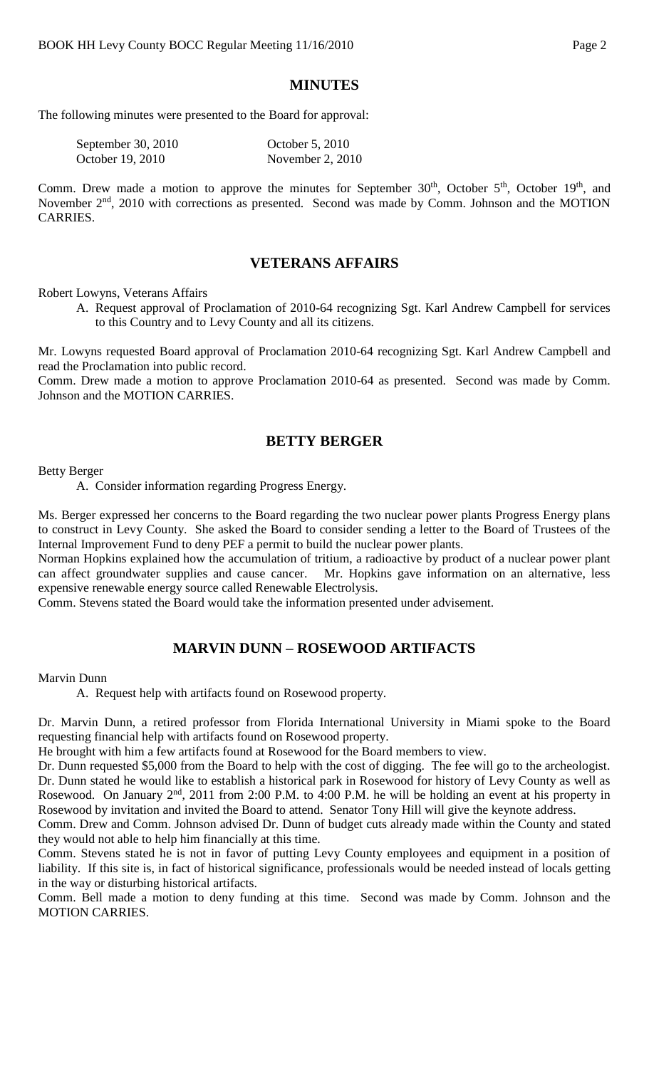## MINUTES

The following minutes were presented to the Board for approval:

| September 30, 2010 | October 5, 2010 |
|---|---|
| October 19, 2010 | November 2, 2010 |

Comm. Drew made a motion to approve the minutes for September 30th, October 5th, October 19th, and November 2nd, 2010 with corrections as presented. Second was made by Comm. Johnson and the MOTION CARRIES.

## VETERANS AFFAIRS

Robert Lowyns, Veterans Affairs

A. Request approval of Proclamation of 2010-64 recognizing Sgt. Karl Andrew Campbell for services to this Country and to Levy County and all its citizens.

Mr. Lowyns requested Board approval of Proclamation 2010-64 recognizing Sgt. Karl Andrew Campbell and read the Proclamation into public record.

Comm. Drew made a motion to approve Proclamation 2010-64 as presented. Second was made by Comm. Johnson and the MOTION CARRIES.

## BETTY BERGER

Betty Berger

A. Consider information regarding Progress Energy.

Ms. Berger expressed her concerns to the Board regarding the two nuclear power plants Progress Energy plans to construct in Levy County. She asked the Board to consider sending a letter to the Board of Trustees of the Internal Improvement Fund to deny PEF a permit to build the nuclear power plants.

Norman Hopkins explained how the accumulation of tritium, a radioactive by product of a nuclear power plant can affect groundwater supplies and cause cancer. Mr. Hopkins gave information on an alternative, less expensive renewable energy source called Renewable Electrolysis.

Comm. Stevens stated the Board would take the information presented under advisement.

## MARVIN DUNN – ROSEWOOD ARTIFACTS

Marvin Dunn

A. Request help with artifacts found on Rosewood property.

Dr. Marvin Dunn, a retired professor from Florida International University in Miami spoke to the Board requesting financial help with artifacts found on Rosewood property.

He brought with him a few artifacts found at Rosewood for the Board members to view.

Dr. Dunn requested $5,000 from the Board to help with the cost of digging. The fee will go to the archeologist.

Dr. Dunn stated he would like to establish a historical park in Rosewood for history of Levy County as well as Rosewood. On January 2nd, 2011 from 2:00 P.M. to 4:00 P.M. he will be holding an event at his property in Rosewood by invitation and invited the Board to attend. Senator Tony Hill will give the keynote address.

Comm. Drew and Comm. Johnson advised Dr. Dunn of budget cuts already made within the County and stated they would not able to help him financially at this time.

Comm. Stevens stated he is not in favor of putting Levy County employees and equipment in a position of liability. If this site is, in fact of historical significance, professionals would be needed instead of locals getting in the way or disturbing historical artifacts.

Comm. Bell made a motion to deny funding at this time. Second was made by Comm. Johnson and the MOTION CARRIES.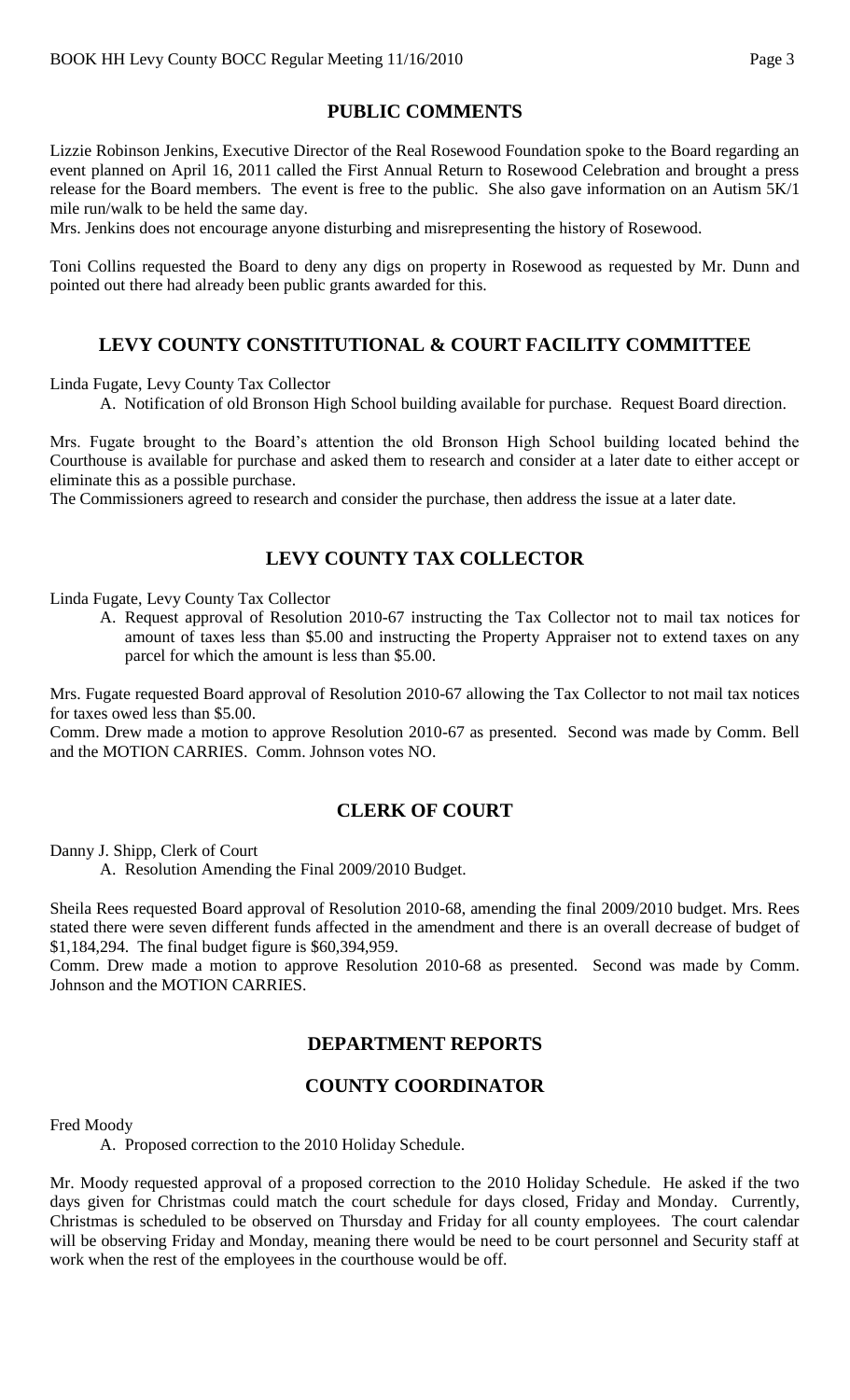## PUBLIC COMMENTS

Lizzie Robinson Jenkins, Executive Director of the Real Rosewood Foundation spoke to the Board regarding an event planned on April 16, 2011 called the First Annual Return to Rosewood Celebration and brought a press release for the Board members. The event is free to the public. She also gave information on an Autism 5K/1 mile run/walk to be held the same day.

Mrs. Jenkins does not encourage anyone disturbing and misrepresenting the history of Rosewood.

Toni Collins requested the Board to deny any digs on property in Rosewood as requested by Mr. Dunn and pointed out there had already been public grants awarded for this.

## LEVY COUNTY CONSTITUTIONAL & COURT FACILITY COMMITTEE

Linda Fugate, Levy County Tax Collector

A. Notification of old Bronson High School building available for purchase. Request Board direction.

Mrs. Fugate brought to the Board's attention the old Bronson High School building located behind the Courthouse is available for purchase and asked them to research and consider at a later date to either accept or eliminate this as a possible purchase.

The Commissioners agreed to research and consider the purchase, then address the issue at a later date.

## LEVY COUNTY TAX COLLECTOR

Linda Fugate, Levy County Tax Collector

A. Request approval of Resolution 2010-67 instructing the Tax Collector not to mail tax notices for amount of taxes less than $5.00 and instructing the Property Appraiser not to extend taxes on any parcel for which the amount is less than $5.00.

Mrs. Fugate requested Board approval of Resolution 2010-67 allowing the Tax Collector to not mail tax notices for taxes owed less than $5.00.

Comm. Drew made a motion to approve Resolution 2010-67 as presented. Second was made by Comm. Bell and the MOTION CARRIES. Comm. Johnson votes NO.

## CLERK OF COURT

Danny J. Shipp, Clerk of Court

A. Resolution Amending the Final 2009/2010 Budget.

Sheila Rees requested Board approval of Resolution 2010-68, amending the final 2009/2010 budget. Mrs. Rees stated there were seven different funds affected in the amendment and there is an overall decrease of budget of $1,184,294. The final budget figure is $60,394,959.

Comm. Drew made a motion to approve Resolution 2010-68 as presented. Second was made by Comm. Johnson and the MOTION CARRIES.

## DEPARTMENT REPORTS

## COUNTY COORDINATOR

Fred Moody

A. Proposed correction to the 2010 Holiday Schedule.

Mr. Moody requested approval of a proposed correction to the 2010 Holiday Schedule. He asked if the two days given for Christmas could match the court schedule for days closed, Friday and Monday. Currently, Christmas is scheduled to be observed on Thursday and Friday for all county employees. The court calendar will be observing Friday and Monday, meaning there would be need to be court personnel and Security staff at work when the rest of the employees in the courthouse would be off.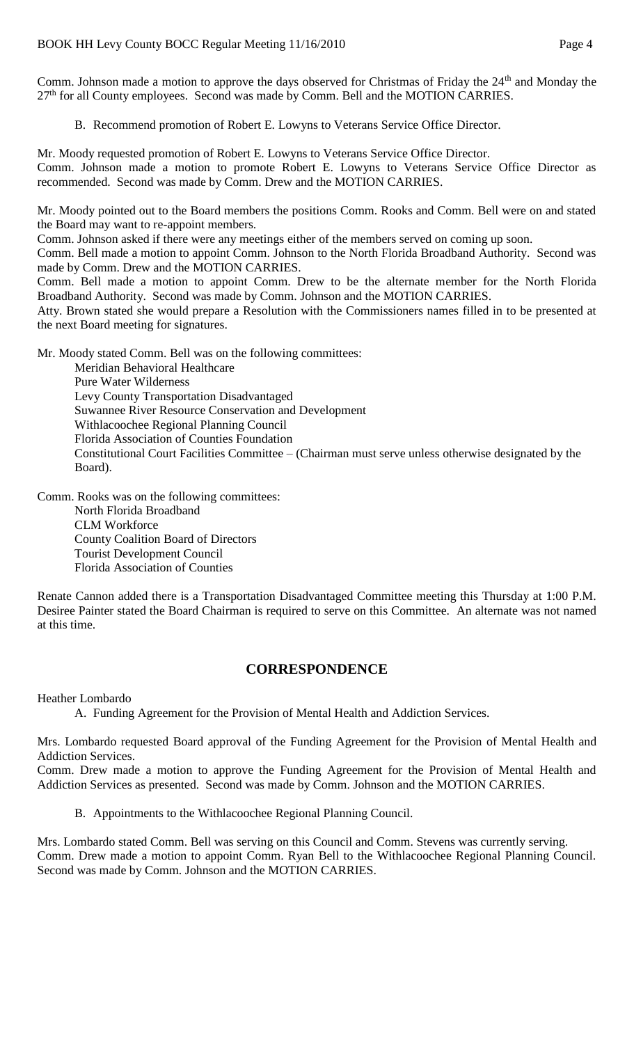Comm. Johnson made a motion to approve the days observed for Christmas of Friday the 24th and Monday the 27th for all County employees. Second was made by Comm. Bell and the MOTION CARRIES.

B. Recommend promotion of Robert E. Lowyns to Veterans Service Office Director.

Mr. Moody requested promotion of Robert E. Lowyns to Veterans Service Office Director.
Comm. Johnson made a motion to promote Robert E. Lowyns to Veterans Service Office Director as recommended. Second was made by Comm. Drew and the MOTION CARRIES.

Mr. Moody pointed out to the Board members the positions Comm. Rooks and Comm. Bell were on and stated the Board may want to re-appoint members.
Comm. Johnson asked if there were any meetings either of the members served on coming up soon.
Comm. Bell made a motion to appoint Comm. Johnson to the North Florida Broadband Authority. Second was made by Comm. Drew and the MOTION CARRIES.
Comm. Bell made a motion to appoint Comm. Drew to be the alternate member for the North Florida Broadband Authority. Second was made by Comm. Johnson and the MOTION CARRIES.
Atty. Brown stated she would prepare a Resolution with the Commissioners names filled in to be presented at the next Board meeting for signatures.

Mr. Moody stated Comm. Bell was on the following committees:

- Meridian Behavioral Healthcare
- Pure Water Wilderness
- Levy County Transportation Disadvantaged
- Suwannee River Resource Conservation and Development
- Withlacoochee Regional Planning Council
- Florida Association of Counties Foundation
- Constitutional Court Facilities Committee – (Chairman must serve unless otherwise designated by the Board).

Comm. Rooks was on the following committees:

- North Florida Broadband
- CLM Workforce
- County Coalition Board of Directors
- Tourist Development Council
- Florida Association of Counties

Renate Cannon added there is a Transportation Disadvantaged Committee meeting this Thursday at 1:00 P.M. Desiree Painter stated the Board Chairman is required to serve on this Committee. An alternate was not named at this time.

## CORRESPONDENCE

Heather Lombardo

A. Funding Agreement for the Provision of Mental Health and Addiction Services.

Mrs. Lombardo requested Board approval of the Funding Agreement for the Provision of Mental Health and Addiction Services.
Comm. Drew made a motion to approve the Funding Agreement for the Provision of Mental Health and Addiction Services as presented. Second was made by Comm. Johnson and the MOTION CARRIES.

B. Appointments to the Withlacoochee Regional Planning Council.

Mrs. Lombardo stated Comm. Bell was serving on this Council and Comm. Stevens was currently serving.
Comm. Drew made a motion to appoint Comm. Ryan Bell to the Withlacoochee Regional Planning Council. Second was made by Comm. Johnson and the MOTION CARRIES.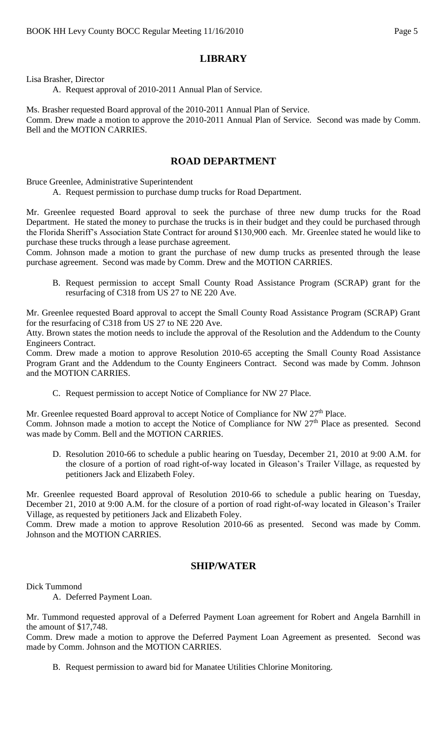## LIBRARY

Lisa Brasher, Director

A. Request approval of 2010-2011 Annual Plan of Service.

Ms. Brasher requested Board approval of the 2010-2011 Annual Plan of Service.
Comm. Drew made a motion to approve the 2010-2011 Annual Plan of Service. Second was made by Comm. Bell and the MOTION CARRIES.

## ROAD DEPARTMENT

Bruce Greenlee, Administrative Superintendent

A. Request permission to purchase dump trucks for Road Department.

Mr. Greenlee requested Board approval to seek the purchase of three new dump trucks for the Road Department. He stated the money to purchase the trucks is in their budget and they could be purchased through the Florida Sheriff's Association State Contract for around $130,900 each. Mr. Greenlee stated he would like to purchase these trucks through a lease purchase agreement.
Comm. Johnson made a motion to grant the purchase of new dump trucks as presented through the lease purchase agreement. Second was made by Comm. Drew and the MOTION CARRIES.

B. Request permission to accept Small County Road Assistance Program (SCRAP) grant for the resurfacing of C318 from US 27 to NE 220 Ave.

Mr. Greenlee requested Board approval to accept the Small County Road Assistance Program (SCRAP) Grant for the resurfacing of C318 from US 27 to NE 220 Ave.
Atty. Brown states the motion needs to include the approval of the Resolution and the Addendum to the County Engineers Contract.
Comm. Drew made a motion to approve Resolution 2010-65 accepting the Small County Road Assistance Program Grant and the Addendum to the County Engineers Contract. Second was made by Comm. Johnson and the MOTION CARRIES.

C. Request permission to accept Notice of Compliance for NW 27 Place.

Mr. Greenlee requested Board approval to accept Notice of Compliance for NW 27th Place.
Comm. Johnson made a motion to accept the Notice of Compliance for NW 27th Place as presented. Second was made by Comm. Bell and the MOTION CARRIES.

D. Resolution 2010-66 to schedule a public hearing on Tuesday, December 21, 2010 at 9:00 A.M. for the closure of a portion of road right-of-way located in Gleason's Trailer Village, as requested by petitioners Jack and Elizabeth Foley.

Mr. Greenlee requested Board approval of Resolution 2010-66 to schedule a public hearing on Tuesday, December 21, 2010 at 9:00 A.M. for the closure of a portion of road right-of-way located in Gleason's Trailer Village, as requested by petitioners Jack and Elizabeth Foley.
Comm. Drew made a motion to approve Resolution 2010-66 as presented. Second was made by Comm. Johnson and the MOTION CARRIES.

## SHIP/WATER

Dick Tummond

A. Deferred Payment Loan.

Mr. Tummond requested approval of a Deferred Payment Loan agreement for Robert and Angela Barnhill in the amount of $17,748.
Comm. Drew made a motion to approve the Deferred Payment Loan Agreement as presented. Second was made by Comm. Johnson and the MOTION CARRIES.

B. Request permission to award bid for Manatee Utilities Chlorine Monitoring.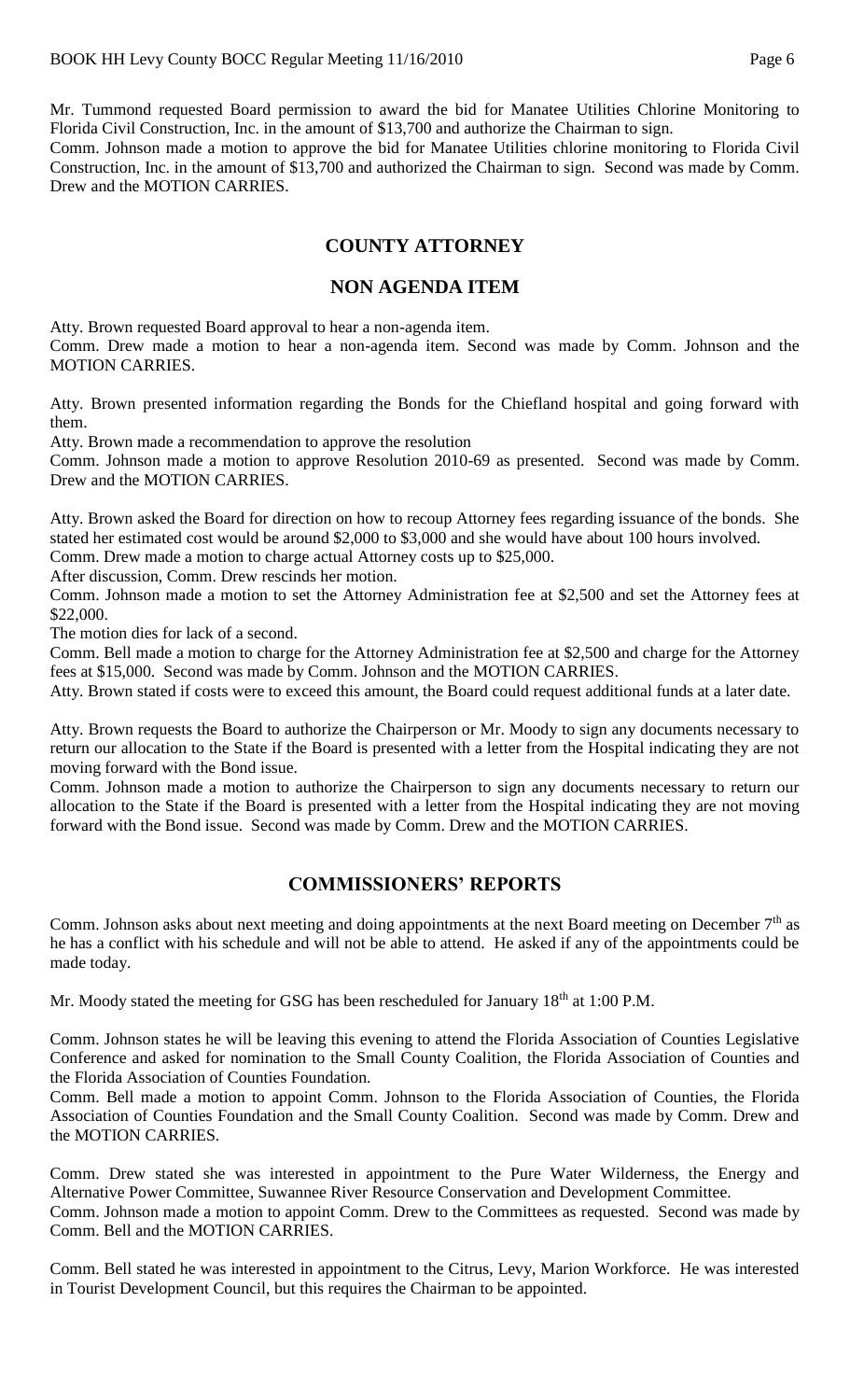Mr. Tummond requested Board permission to award the bid for Manatee Utilities Chlorine Monitoring to Florida Civil Construction, Inc. in the amount of $13,700 and authorize the Chairman to sign.

Comm. Johnson made a motion to approve the bid for Manatee Utilities chlorine monitoring to Florida Civil Construction, Inc. in the amount of $13,700 and authorized the Chairman to sign. Second was made by Comm. Drew and the MOTION CARRIES.

## COUNTY ATTORNEY

## NON AGENDA ITEM

Atty. Brown requested Board approval to hear a non-agenda item.

Comm. Drew made a motion to hear a non-agenda item. Second was made by Comm. Johnson and the MOTION CARRIES.

Atty. Brown presented information regarding the Bonds for the Chiefland hospital and going forward with them.

Atty. Brown made a recommendation to approve the resolution

Comm. Johnson made a motion to approve Resolution 2010-69 as presented. Second was made by Comm. Drew and the MOTION CARRIES.

Atty. Brown asked the Board for direction on how to recoup Attorney fees regarding issuance of the bonds. She stated her estimated cost would be around $2,000 to $3,000 and she would have about 100 hours involved.

Comm. Drew made a motion to charge actual Attorney costs up to $25,000.

After discussion, Comm. Drew rescinds her motion.

Comm. Johnson made a motion to set the Attorney Administration fee at $2,500 and set the Attorney fees at $22,000.

The motion dies for lack of a second.

Comm. Bell made a motion to charge for the Attorney Administration fee at $2,500 and charge for the Attorney fees at $15,000. Second was made by Comm. Johnson and the MOTION CARRIES.

Atty. Brown stated if costs were to exceed this amount, the Board could request additional funds at a later date.

Atty. Brown requests the Board to authorize the Chairperson or Mr. Moody to sign any documents necessary to return our allocation to the State if the Board is presented with a letter from the Hospital indicating they are not moving forward with the Bond issue.

Comm. Johnson made a motion to authorize the Chairperson to sign any documents necessary to return our allocation to the State if the Board is presented with a letter from the Hospital indicating they are not moving forward with the Bond issue. Second was made by Comm. Drew and the MOTION CARRIES.

## COMMISSIONERS' REPORTS

Comm. Johnson asks about next meeting and doing appointments at the next Board meeting on December 7th as he has a conflict with his schedule and will not be able to attend. He asked if any of the appointments could be made today.

Mr. Moody stated the meeting for GSG has been rescheduled for January 18th at 1:00 P.M.

Comm. Johnson states he will be leaving this evening to attend the Florida Association of Counties Legislative Conference and asked for nomination to the Small County Coalition, the Florida Association of Counties and the Florida Association of Counties Foundation.

Comm. Bell made a motion to appoint Comm. Johnson to the Florida Association of Counties, the Florida Association of Counties Foundation and the Small County Coalition. Second was made by Comm. Drew and the MOTION CARRIES.

Comm. Drew stated she was interested in appointment to the Pure Water Wilderness, the Energy and Alternative Power Committee, Suwannee River Resource Conservation and Development Committee.

Comm. Johnson made a motion to appoint Comm. Drew to the Committees as requested. Second was made by Comm. Bell and the MOTION CARRIES.

Comm. Bell stated he was interested in appointment to the Citrus, Levy, Marion Workforce. He was interested in Tourist Development Council, but this requires the Chairman to be appointed.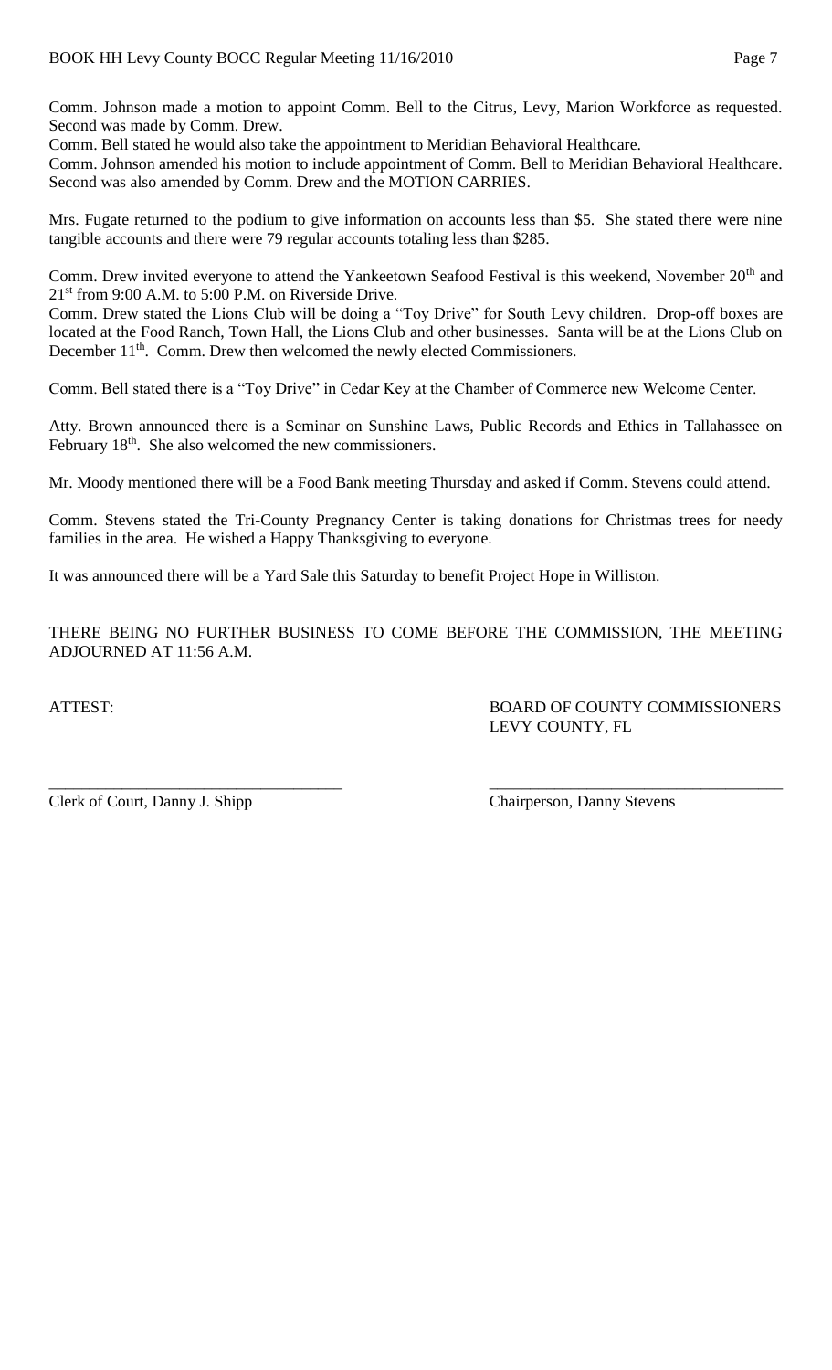Comm. Johnson made a motion to appoint Comm. Bell to the Citrus, Levy, Marion Workforce as requested. Second was made by Comm. Drew.

Comm. Bell stated he would also take the appointment to Meridian Behavioral Healthcare.

Comm. Johnson amended his motion to include appointment of Comm. Bell to Meridian Behavioral Healthcare. Second was also amended by Comm. Drew and the MOTION CARRIES.

Mrs. Fugate returned to the podium to give information on accounts less than $5. She stated there were nine tangible accounts and there were 79 regular accounts totaling less than $285.

Comm. Drew invited everyone to attend the Yankeetown Seafood Festival is this weekend, November 20th and 21st from 9:00 A.M. to 5:00 P.M. on Riverside Drive.

Comm. Drew stated the Lions Club will be doing a "Toy Drive" for South Levy children. Drop-off boxes are located at the Food Ranch, Town Hall, the Lions Club and other businesses. Santa will be at the Lions Club on December 11th. Comm. Drew then welcomed the newly elected Commissioners.

Comm. Bell stated there is a "Toy Drive" in Cedar Key at the Chamber of Commerce new Welcome Center.

Atty. Brown announced there is a Seminar on Sunshine Laws, Public Records and Ethics in Tallahassee on February 18th. She also welcomed the new commissioners.

Mr. Moody mentioned there will be a Food Bank meeting Thursday and asked if Comm. Stevens could attend.

Comm. Stevens stated the Tri-County Pregnancy Center is taking donations for Christmas trees for needy families in the area. He wished a Happy Thanksgiving to everyone.

It was announced there will be a Yard Sale this Saturday to benefit Project Hope in Williston.

THERE BEING NO FURTHER BUSINESS TO COME BEFORE THE COMMISSION, THE MEETING ADJOURNED AT 11:56 A.M.

ATTEST:

BOARD OF COUNTY COMMISSIONERS
LEVY COUNTY, FL

___________________________________
Clerk of Court, Danny J. Shipp

___________________________________
Chairperson, Danny Stevens